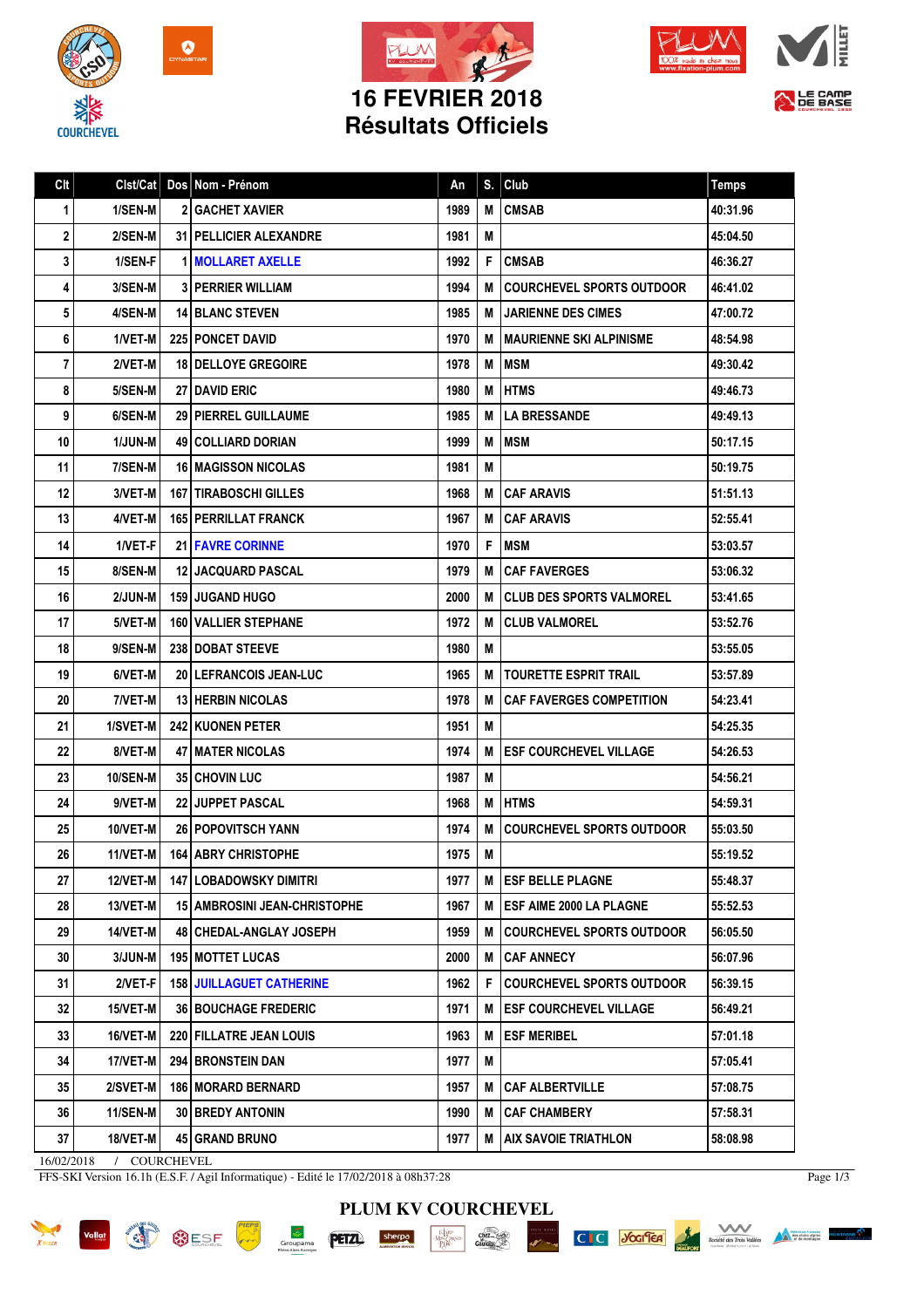# 16 FEVRIER 2018
# Résultats Officiels

| Clt | Clst/Cat | Dos | Nom - Prénom | An | S. | Club | Temps |
|---|---|---|---|---|---|---|---|
| 1 | 1/SEN-M | 2 | GACHET XAVIER | 1989 | M | CMSAB | 40:31.96 |
| 2 | 2/SEN-M | 31 | PELLICIER ALEXANDRE | 1981 | M | | 45:04.50 |
| 3 | 1/SEN-F | 1 | MOLLARET AXELLE | 1992 | F | CMSAB | 46:36.27 |
| 4 | 3/SEN-M | 3 | PERRIER WILLIAM | 1994 | M | COURCHEVEL SPORTS OUTDOOR | 46:41.02 |
| 5 | 4/SEN-M | 14 | BLANC STEVEN | 1985 | M | JARIENNE DES CIMES | 47:00.72 |
| 6 | 1/VET-M | 225 | PONCET DAVID | 1970 | M | MAURIENNE SKI ALPINISME | 48:54.98 |
| 7 | 2/VET-M | 18 | DELLOYE GREGOIRE | 1978 | M | MSM | 49:30.42 |
| 8 | 5/SEN-M | 27 | DAVID ERIC | 1980 | M | HTMS | 49:46.73 |
| 9 | 6/SEN-M | 29 | PIERREL GUILLAUME | 1985 | M | LA BRESSANDE | 49:49.13 |
| 10 | 1/JUN-M | 49 | COLLIARD DORIAN | 1999 | M | MSM | 50:17.15 |
| 11 | 7/SEN-M | 16 | MAGISSON NICOLAS | 1981 | M | | 50:19.75 |
| 12 | 3/VET-M | 167 | TIRABOSCHI GILLES | 1968 | M | CAF ARAVIS | 51:51.13 |
| 13 | 4/VET-M | 165 | PERRILLAT FRANCK | 1967 | M | CAF ARAVIS | 52:55.41 |
| 14 | 1/VET-F | 21 | FAVRE CORINNE | 1970 | F | MSM | 53:03.57 |
| 15 | 8/SEN-M | 12 | JACQUARD PASCAL | 1979 | M | CAF FAVERGES | 53:06.32 |
| 16 | 2/JUN-M | 159 | JUGAND HUGO | 2000 | M | CLUB DES SPORTS VALMOREL | 53:41.65 |
| 17 | 5/VET-M | 160 | VALLIER STEPHANE | 1972 | M | CLUB VALMOREL | 53:52.76 |
| 18 | 9/SEN-M | 238 | DOBAT STEEVE | 1980 | M | | 53:55.05 |
| 19 | 6/VET-M | 20 | LEFRANCOIS JEAN-LUC | 1965 | M | TOURETTE ESPRIT TRAIL | 53:57.89 |
| 20 | 7/VET-M | 13 | HERBIN NICOLAS | 1978 | M | CAF FAVERGES COMPETITION | 54:23.41 |
| 21 | 1/SVET-M | 242 | KUONEN PETER | 1951 | M | | 54:25.35 |
| 22 | 8/VET-M | 47 | MATER NICOLAS | 1974 | M | ESF COURCHEVEL VILLAGE | 54:26.53 |
| 23 | 10/SEN-M | 35 | CHOVIN LUC | 1987 | M | | 54:56.21 |
| 24 | 9/VET-M | 22 | JUPPET PASCAL | 1968 | M | HTMS | 54:59.31 |
| 25 | 10/VET-M | 26 | POPOVITSCH YANN | 1974 | M | COURCHEVEL SPORTS OUTDOOR | 55:03.50 |
| 26 | 11/VET-M | 164 | ABRY CHRISTOPHE | 1975 | M | | 55:19.52 |
| 27 | 12/VET-M | 147 | LOBADOWSKY DIMITRI | 1977 | M | ESF BELLE PLAGNE | 55:48.37 |
| 28 | 13/VET-M | 15 | AMBROSINI JEAN-CHRISTOPHE | 1967 | M | ESF AIME 2000 LA PLAGNE | 55:52.53 |
| 29 | 14/VET-M | 48 | CHEDAL-ANGLAY JOSEPH | 1959 | M | COURCHEVEL SPORTS OUTDOOR | 56:05.50 |
| 30 | 3/JUN-M | 195 | MOTTET LUCAS | 2000 | M | CAF ANNECY | 56:07.96 |
| 31 | 2/VET-F | 158 | JUILLAGUET CATHERINE | 1962 | F | COURCHEVEL SPORTS OUTDOOR | 56:39.15 |
| 32 | 15/VET-M | 36 | BOUCHAGE FREDERIC | 1971 | M | ESF COURCHEVEL VILLAGE | 56:49.21 |
| 33 | 16/VET-M | 220 | FILLATRE JEAN LOUIS | 1963 | M | ESF MERIBEL | 57:01.18 |
| 34 | 17/VET-M | 294 | BRONSTEIN DAN | 1977 | M | | 57:05.41 |
| 35 | 2/SVET-M | 186 | MORARD BERNARD | 1957 | M | CAF ALBERTVILLE | 57:08.75 |
| 36 | 11/SEN-M | 30 | BREDY ANTONIN | 1990 | M | CAF CHAMBERY | 57:58.31 |
| 37 | 18/VET-M | 45 | GRAND BRUNO | 1977 | M | AIX SAVOIE TRIATHLON | 58:08.98 |

16/02/2018 / COURCHEVEL

FFS-SKI Version 16.1h (E.S.F. / Agil Informatique) - Edité le 17/02/2018 à 08h37:28

**PLUM KV COURCHEVEL**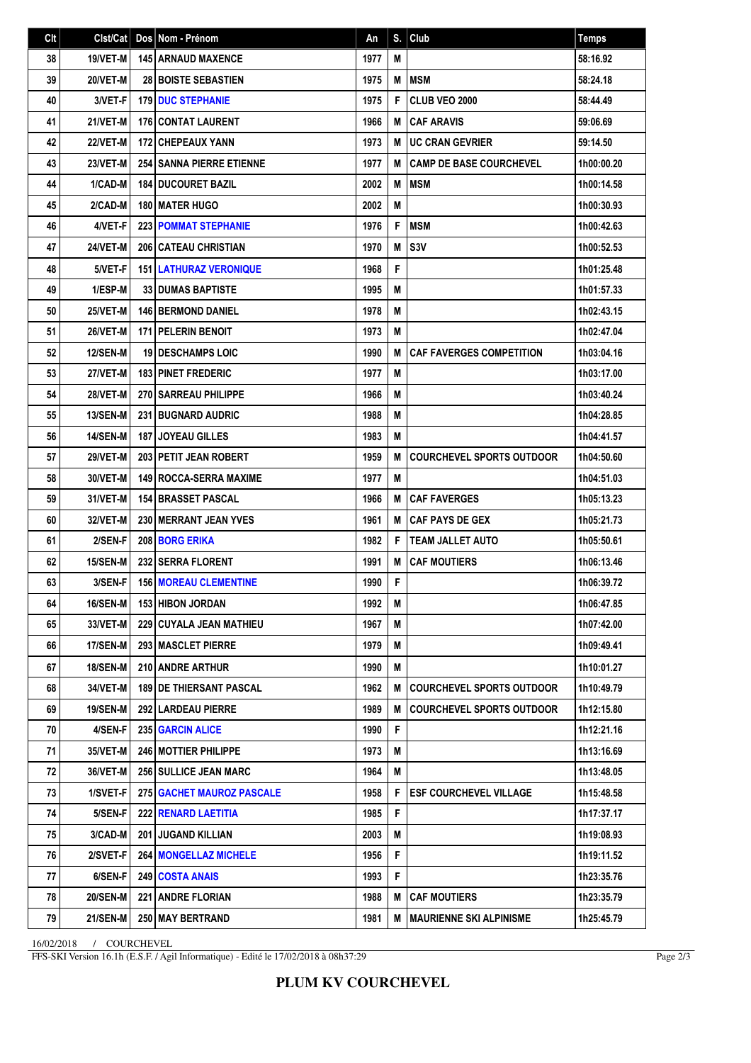| Clt | Clst/Cat | Dos | Nom - Prénom | An | S. | Club | Temps |
|---|---|---|---|---|---|---|---|
| 38 | 19/VET-M | 145 | ARNAUD MAXENCE | 1977 | M | | 58:16.92 |
| 39 | 20/VET-M | 28 | BOISTE SEBASTIEN | 1975 | M | MSM | 58:24.18 |
| 40 | 3/VET-F | 179 | DUC STEPHANIE | 1975 | F | CLUB VEO 2000 | 58:44.49 |
| 41 | 21/VET-M | 176 | CONTAT LAURENT | 1966 | M | CAF ARAVIS | 59:06.69 |
| 42 | 22/VET-M | 172 | CHEPEAUX YANN | 1973 | M | UC CRAN GEVRIER | 59:14.50 |
| 43 | 23/VET-M | 254 | SANNA PIERRE ETIENNE | 1977 | M | CAMP DE BASE COURCHEVEL | 1h00:00.20 |
| 44 | 1/CAD-M | 184 | DUCOURET BAZIL | 2002 | M | MSM | 1h00:14.58 |
| 45 | 2/CAD-M | 180 | MATER HUGO | 2002 | M | | 1h00:30.93 |
| 46 | 4/VET-F | 223 | POMMAT STEPHANIE | 1976 | F | MSM | 1h00:42.63 |
| 47 | 24/VET-M | 206 | CATEAU CHRISTIAN | 1970 | M | S3V | 1h00:52.53 |
| 48 | 5/VET-F | 151 | LATHURAZ VERONIQUE | 1968 | F | | 1h01:25.48 |
| 49 | 1/ESP-M | 33 | DUMAS BAPTISTE | 1995 | M | | 1h01:57.33 |
| 50 | 25/VET-M | 146 | BERMOND DANIEL | 1978 | M | | 1h02:43.15 |
| 51 | 26/VET-M | 171 | PELERIN BENOIT | 1973 | M | | 1h02:47.04 |
| 52 | 12/SEN-M | 19 | DESCHAMPS LOIC | 1990 | M | CAF FAVERGES COMPETITION | 1h03:04.16 |
| 53 | 27/VET-M | 183 | PINET FREDERIC | 1977 | M | | 1h03:17.00 |
| 54 | 28/VET-M | 270 | SARREAU PHILIPPE | 1966 | M | | 1h03:40.24 |
| 55 | 13/SEN-M | 231 | BUGNARD AUDRIC | 1988 | M | | 1h04:28.85 |
| 56 | 14/SEN-M | 187 | JOYEAU GILLES | 1983 | M | | 1h04:41.57 |
| 57 | 29/VET-M | 203 | PETIT JEAN ROBERT | 1959 | M | COURCHEVEL SPORTS OUTDOOR | 1h04:50.60 |
| 58 | 30/VET-M | 149 | ROCCA-SERRA MAXIME | 1977 | M | | 1h04:51.03 |
| 59 | 31/VET-M | 154 | BRASSET PASCAL | 1966 | M | CAF FAVERGES | 1h05:13.23 |
| 60 | 32/VET-M | 230 | MERRANT JEAN YVES | 1961 | M | CAF PAYS DE GEX | 1h05:21.73 |
| 61 | 2/SEN-F | 208 | BORG ERIKA | 1982 | F | TEAM JALLET AUTO | 1h05:50.61 |
| 62 | 15/SEN-M | 232 | SERRA FLORENT | 1991 | M | CAF MOUTIERS | 1h06:13.46 |
| 63 | 3/SEN-F | 156 | MOREAU CLEMENTINE | 1990 | F | | 1h06:39.72 |
| 64 | 16/SEN-M | 153 | HIBON JORDAN | 1992 | M | | 1h06:47.85 |
| 65 | 33/VET-M | 229 | CUYALA JEAN MATHIEU | 1967 | M | | 1h07:42.00 |
| 66 | 17/SEN-M | 293 | MASCLET PIERRE | 1979 | M | | 1h09:49.41 |
| 67 | 18/SEN-M | 210 | ANDRE ARTHUR | 1990 | M | | 1h10:01.27 |
| 68 | 34/VET-M | 189 | DE THIERSANT PASCAL | 1962 | M | COURCHEVEL SPORTS OUTDOOR | 1h10:49.79 |
| 69 | 19/SEN-M | 292 | LARDEAU PIERRE | 1989 | M | COURCHEVEL SPORTS OUTDOOR | 1h12:15.80 |
| 70 | 4/SEN-F | 235 | GARCIN ALICE | 1990 | F | | 1h12:21.16 |
| 71 | 35/VET-M | 246 | MOTTIER PHILIPPE | 1973 | M | | 1h13:16.69 |
| 72 | 36/VET-M | 256 | SULLICE JEAN MARC | 1964 | M | | 1h13:48.05 |
| 73 | 1/SVET-F | 275 | GACHET MAUROZ PASCALE | 1958 | F | ESF COURCHEVEL VILLAGE | 1h15:48.58 |
| 74 | 5/SEN-F | 222 | RENARD LAETITIA | 1985 | F | | 1h17:37.17 |
| 75 | 3/CAD-M | 201 | JUGAND KILLIAN | 2003 | M | | 1h19:08.93 |
| 76 | 2/SVET-F | 264 | MONGELLAZ MICHELE | 1956 | F | | 1h19:11.52 |
| 77 | 6/SEN-F | 249 | COSTA ANAIS | 1993 | F | | 1h23:35.76 |
| 78 | 20/SEN-M | 221 | ANDRE FLORIAN | 1988 | M | CAF MOUTIERS | 1h23:35.79 |
| 79 | 21/SEN-M | 250 | MAY BERTRAND | 1981 | M | MAURIENNE SKI ALPINISME | 1h25:45.79 |

16/02/2018 / COURCHEVEL

FFS-SKI Version 16.1h (E.S.F. / Agil Informatique) - Edité le 17/02/2018 à 08h37:29

**PLUM KV COURCHEVEL**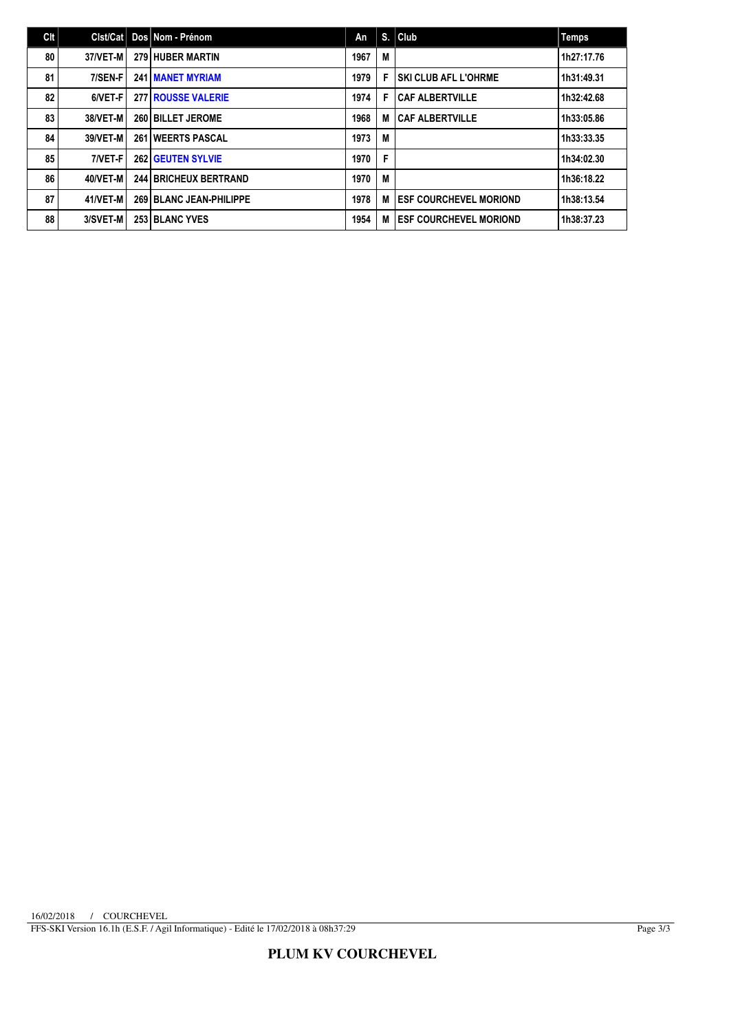| Clt | Clst/Cat | Dos | Nom - Prénom | An | S. | Club | Temps |
|---|---|---|---|---|---|---|---|
| 80 | 37/VET-M | 279 | HUBER MARTIN | 1967 | M | | 1h27:17.76 |
| 81 | 7/SEN-F | 241 | MANET MYRIAM | 1979 | F | SKI CLUB AFL L'OHRME | 1h31:49.31 |
| 82 | 6/VET-F | 277 | ROUSSE VALERIE | 1974 | F | CAF ALBERTVILLE | 1h32:42.68 |
| 83 | 38/VET-M | 260 | BILLET JEROME | 1968 | M | CAF ALBERTVILLE | 1h33:05.86 |
| 84 | 39/VET-M | 261 | WEERTS PASCAL | 1973 | M | | 1h33:33.35 |
| 85 | 7/VET-F | 262 | GEUTEN SYLVIE | 1970 | F | | 1h34:02.30 |
| 86 | 40/VET-M | 244 | BRICHEUX BERTRAND | 1970 | M | | 1h36:18.22 |
| 87 | 41/VET-M | 269 | BLANC JEAN-PHILIPPE | 1978 | M | ESF COURCHEVEL MORIOND | 1h38:13.54 |
| 88 | 3/SVET-M | 253 | BLANC YVES | 1954 | M | ESF COURCHEVEL MORIOND | 1h38:37.23 |

16/02/2018 / COURCHEVEL

FFS-SKI Version 16.1h (E.S.F. / Agil Informatique) - Edité le 17/02/2018 à 08h37:29

**PLUM KV COURCHEVEL**